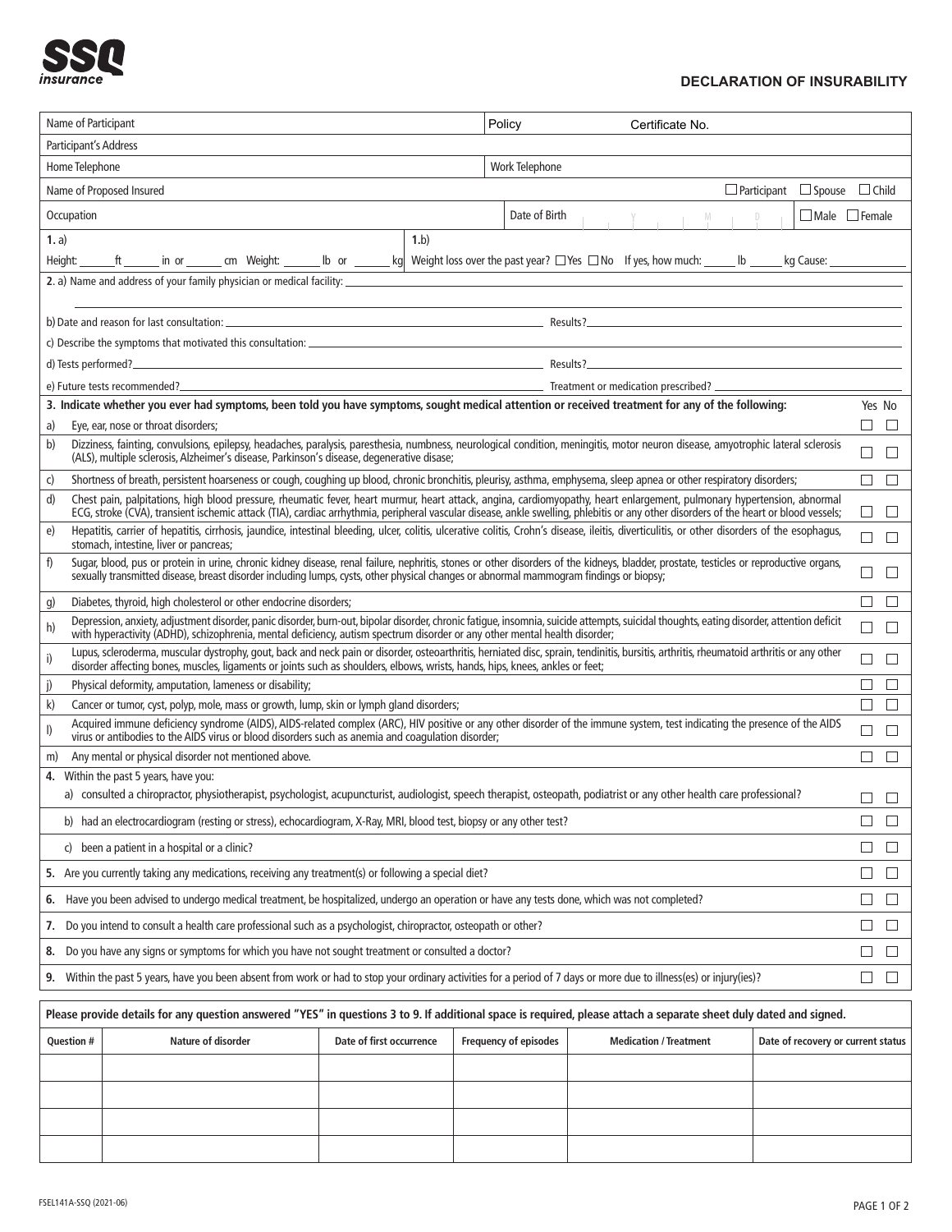**SSQ insurance**

# DECLARATION OF INSURABILITY

| | |
|---|---|
| Name of Participant | Policy Certificate No. |
| Participant's Address | |
| Home Telephone | Work Telephone |
| Name of Proposed Insured | ☐ Participant ☐ Spouse ☐ Child |
| Occupation | Date of Birth Y M D ☐ Male ☐ Female |

**1.** a) Height: ______ft ______ in or ______ cm Weight: ______ lb or ______ kg

**1.**b) Weight loss over the past year? ☐ Yes ☐ No If yes, how much: ______ lb ______ kg Cause: ______

**2**. a) Name and address of your family physician or medical facility: ______

b) Date and reason for last consultation: ______ Results? ______

c) Describe the symptoms that motivated this consultation: ______

d) Tests performed? ______ Results? ______

e) Future tests recommended? ______ Treatment or medication prescribed? ______

| **3. Indicate whether you ever had symptoms, been told you have symptoms, sought medical attention or received treatment for any of the following:** | Yes | No |
|---|---|---|
| a) Eye, ear, nose or throat disorders; | ☐ | ☐ |
| b) Dizziness, fainting, convulsions, epilepsy, headaches, paralysis, paresthesia, numbness, neurological condition, meningitis, motor neuron disease, amyotrophic lateral sclerosis (ALS), multiple sclerosis, Alzheimer's disease, Parkinson's disease, degenerative disease; | ☐ | ☐ |
| c) Shortness of breath, persistent hoarseness or cough, coughing up blood, chronic bronchitis, pleurisy, asthma, emphysema, sleep apnea or other respiratory disorders; | ☐ | ☐ |
| d) Chest pain, palpitations, high blood pressure, rheumatic fever, heart murmur, heart attack, angina, cardiomyopathy, heart enlargement, pulmonary hypertension, abnormal ECG, stroke (CVA), transient ischemic attack (TIA), cardiac arrhythmia, peripheral vascular disease, ankle swelling, phlebitis or any other disorders of the heart or blood vessels; | ☐ | ☐ |
| e) Hepatitis, carrier of hepatitis, cirrhosis, jaundice, intestinal bleeding, ulcer, colitis, ulcerative colitis, Crohn's disease, ileitis, diverticulitis, or other disorders of the esophagus, stomach, intestine, liver or pancreas; | ☐ | ☐ |
| f) Sugar, blood, pus or protein in urine, chronic kidney disease, renal failure, nephritis, stones or other disorders of the kidneys, bladder, prostate, testicles or reproductive organs, sexually transmitted disease, breast disorder including lumps, cysts, other physical changes or abnormal mammogram findings or biopsy; | ☐ | ☐ |
| g) Diabetes, thyroid, high cholesterol or other endocrine disorders; | ☐ | ☐ |
| h) Depression, anxiety, adjustment disorder, panic disorder, burn-out, bipolar disorder, chronic fatigue, insomnia, suicide attempts, suicidal thoughts, eating disorder, attention deficit with hyperactivity (ADHD), schizophrenia, mental deficiency, autism spectrum disorder or any other mental health disorder; | ☐ | ☐ |
| i) Lupus, scleroderma, muscular dystrophy, gout, back and neck pain or disorder, osteoarthritis, herniated disc, sprain, tendinitis, bursitis, arthritis, rheumatoid arthritis or any other disorder affecting bones, muscles, ligaments or joints such as shoulders, elbows, wrists, hands, hips, knees, ankles or feet; | ☐ | ☐ |
| j) Physical deformity, amputation, lameness or disability; | ☐ | ☐ |
| k) Cancer or tumor, cyst, polyp, mole, mass or growth, lump, skin or lymph gland disorders; | ☐ | ☐ |
| l) Acquired immune deficiency syndrome (AIDS), AIDS-related complex (ARC), HIV positive or any other disorder of the immune system, test indicating the presence of the AIDS virus or antibodies to the AIDS virus or blood disorders such as anemia and coagulation disorder; | ☐ | ☐ |
| m) Any mental or physical disorder not mentioned above. | ☐ | ☐ |
| **4.** Within the past 5 years, have you: | | |
| a) consulted a chiropractor, physiotherapist, psychologist, acupuncturist, audiologist, speech therapist, osteopath, podiatrist or any other health care professional? | ☐ | ☐ |
| b) had an electrocardiogram (resting or stress), echocardiogram, X-Ray, MRI, blood test, biopsy or any other test? | ☐ | ☐ |
| c) been a patient in a hospital or a clinic? | ☐ | ☐ |
| **5.** Are you currently taking any medications, receiving any treatment(s) or following a special diet? | ☐ | ☐ |
| **6.** Have you been advised to undergo medical treatment, be hospitalized, undergo an operation or have any tests done, which was not completed? | ☐ | ☐ |
| **7.** Do you intend to consult a health care professional such as a psychologist, chiropractor, osteopath or other? | ☐ | ☐ |
| **8.** Do you have any signs or symptoms for which you have not sought treatment or consulted a doctor? | ☐ | ☐ |
| **9.** Within the past 5 years, have you been absent from work or had to stop your ordinary activities for a period of 7 days or more due to illness(es) or injury(ies)? | ☐ | ☐ |

**Please provide details for any question answered "YES" in questions 3 to 9. If additional space is required, please attach a separate sheet duly dated and signed.**

| Question # | Nature of disorder | Date of first occurrence | Frequency of episodes | Medication / Treatment | Date of recovery or current status |
|---|---|---|---|---|---|
| | | | | | |
| | | | | | |
| | | | | | |
| | | | | | |

FSEL141A-SSQ (2021-06)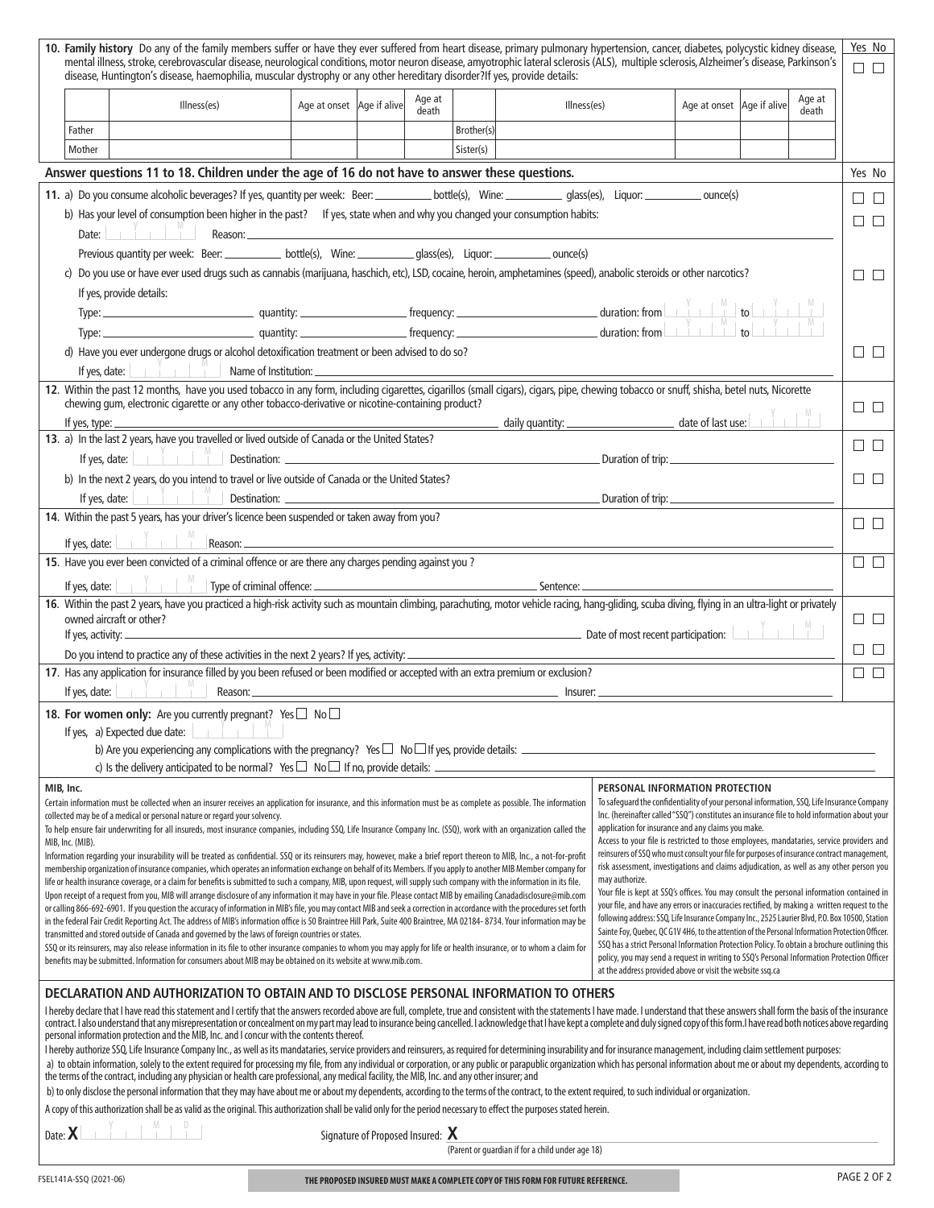**10. Family history** Do any of the family members suffer or have they ever suffered from heart disease, primary pulmonary hypertension, cancer, diabetes, polycystic kidney disease, mental illness, stroke, cerebrovascular disease, neurological conditions, motor neuron disease, amyotrophic lateral sclerosis (ALS), multiple sclerosis, Alzheimer's disease, Parkinson's disease, Huntington's disease, haemophilia, muscular dystrophy or any other hereditary disorder?If yes, provide details: Yes ☐ No ☐

| | Illness(es) | Age at onset | Age if alive | Age at death | | Illness(es) | Age at onset | Age if alive | Age at death |
|---|---|---|---|---|---|---|---|---|---|
| Father | | | | | Brother(s) | | | | |
| Mother | | | | | Sister(s) | | | | |

## Answer questions 11 to 18. Children under the age of 16 do not have to answer these questions.

**11.** a) Do you consume alcoholic beverages? If yes, quantity per week: Beer: __________ bottle(s), Wine: __________ glass(es), Liquor: __________ ounce(s) Yes ☐ No ☐

b) Has your level of consumption been higher in the past? If yes, state when and why you changed your consumption habits: Yes ☐ No ☐

Date: Y M Reason: ______________________

Previous quantity per week: Beer: __________ bottle(s), Wine: __________ glass(es), Liquor: __________ ounce(s)

c) Do you use or have ever used drugs such as cannabis (marijuana, haschich, etc), LSD, cocaine, heroin, amphetamines (speed), anabolic steroids or other narcotics? Yes ☐ No ☐

If yes, provide details:

Type: __________ quantity: __________ frequency: __________ duration: from Y M to Y M

Type: __________ quantity: __________ frequency: __________ duration: from Y M to Y M

d) Have you ever undergone drugs or alcohol detoxification treatment or been advised to do so? Yes ☐ No ☐

If yes, date: Y M Name of Institution: ______________________

**12.** Within the past 12 months, have you used tobacco in any form, including cigarettes, cigarillos (small cigars), cigars, pipe, chewing tobacco or snuff, shisha, betel nuts, Nicorette chewing gum, electronic cigarette or any other tobacco-derivative or nicotine-containing product? Yes ☐ No ☐

If yes, type: __________ daily quantity: __________ date of last use: Y M

**13.** a) In the last 2 years, have you travelled or lived outside of Canada or the United States? Yes ☐ No ☐

If yes, date: Y M Destination: __________ Duration of trip: __________

b) In the next 2 years, do you intend to travel or live outside of Canada or the United States? Yes ☐ No ☐

If yes, date: Y M Destination: __________ Duration of trip: __________

**14.** Within the past 5 years, has your driver's licence been suspended or taken away from you? Yes ☐ No ☐

If yes, date: Y M Reason: ______________________

**15.** Have you ever been convicted of a criminal offence or are there any charges pending against you ? Yes ☐ No ☐

If yes, date: Y M Type of criminal offence: __________ Sentence: __________

**16.** Within the past 2 years, have you practiced a high-risk activity such as mountain climbing, parachuting, motor vehicle racing, hang-gliding, scuba diving, flying in an ultra-light or privately owned aircraft or other? Yes ☐ No ☐

If yes, activity: __________ Date of most recent participation: Y M

Do you intend to practice any of these activities in the next 2 years? If yes, activity: __________ Yes ☐ No ☐

**17.** Has any application for insurance filled by you been refused or been modified or accepted with an extra premium or exclusion? Yes ☐ No ☐

If yes, date: Y M Reason: __________ Insurer: __________

**18. For women only:** Are you currently pregnant? Yes ☐ No ☐

If yes, a) Expected due date: Y M

b) Are you experiencing any complications with the pregnancy? Yes ☐ No ☐ If yes, provide details: __________

c) Is the delivery anticipated to be normal? Yes ☐ No ☐ If no, provide details: __________

**MIB, Inc.**

Certain information must be collected when an insurer receives an application for insurance, and this information must be as complete as possible. The information collected may be of a medical or personal nature or regard your solvency.

To help ensure fair underwriting for all insureds, most insurance companies, including SSQ, Life Insurance Company Inc. (SSQ), work with an organization called the MIB, Inc. (MIB).

Information regarding your insurability will be treated as confidential. SSQ or its reinsurers may, however, make a brief report thereon to MIB, Inc., a not-for-profit membership organization of insurance companies, which operates an information exchange on behalf of its Members. If you apply to another MIB Member company for life or health insurance coverage, or a claim for benefits is submitted to such a company, MIB, upon request, will supply such company with the information in its file.

Upon receipt of a request from you, MIB will arrange disclosure of any information it may have in your file. Please contact MIB by emailing Canadadisclosure@mib.com or calling 866-692-6901. If you question the accuracy of information in MIB's file, you may contact MIB and seek a correction in accordance with the procedures set forth in the federal Fair Credit Reporting Act. The address of MIB's information office is 50 Braintree Hill Park, Suite 400 Braintree, MA 02184- 8734. Your information may be transmitted and stored outside of Canada and governed by the laws of foreign countries or states.

SSQ or its reinsurers, may also release information in its file to other insurance companies to whom you may apply for life or health insurance, or to whom a claim for benefits may be submitted. Information for consumers about MIB may be obtained on its website at www.mib.com.

**PERSONAL INFORMATION PROTECTION**

To safeguard the confidentiality of your personal information, SSQ, Life Insurance Company Inc. (hereinafter called "SSQ") constitutes an insurance file to hold information about your application for insurance and any claims you make.

Access to your file is restricted to those employees, mandataries, service providers and reinsurers of SSQ who must consult your file for purposes of insurance contract management, risk assessment, investigations and claims adjudication, as well as any other person you may authorize.

Your file is kept at SSQ's offices. You may consult the personal information contained in your file, and have any errors or inaccuracies rectified, by making a written request to the following address: SSQ, Life Insurance Company Inc., 2525 Laurier Blvd, P.O. Box 10500, Station Sainte Foy, Quebec, QC G1V 4H6, to the attention of the Personal Information Protection Officer.

SSQ has a strict Personal Information Protection Policy. To obtain a brochure outlining this policy, you may send a request in writing to SSQ's Personal Information Protection Officer at the address provided above or visit the website ssq.ca

## DECLARATION AND AUTHORIZATION TO OBTAIN AND TO DISCLOSE PERSONAL INFORMATION TO OTHERS

I hereby declare that I have read this statement and I certify that the answers recorded above are full, complete, true and consistent with the statements I have made. I understand that these answers shall form the basis of the insurance contract. I also understand that any misrepresentation or concealment on my part may lead to insurance being cancelled. I acknowledge that I have kept a complete and duly signed copy of this form. I have read both notices above regarding personal information protection and the MIB, Inc. and I concur with the contents thereof.

I hereby authorize SSQ, Life Insurance Company Inc., as well as its mandataries, service providers and reinsurers, as required for determining insurability and for insurance management, including claim settlement purposes:

a) to obtain information, solely to the extent required for processing my file, from any individual or corporation, or any public or parapublic organization which has personal information about me or about my dependents, according to the terms of the contract, including any physician or health care professional, any medical facility, the MIB, Inc. and any other insurer; and

b) to only disclose the personal information that they may have about me or about my dependents, according to the terms of the contract, to the extent required, to such individual or organization.

A copy of this authorization shall be as valid as the original. This authorization shall be valid only for the period necessary to effect the purposes stated herein.

Date: **X** Y M D Signature of Proposed Insured: **X** ______________________
(Parent or guardian if for a child under age 18)

FSEL141A-SSQ (2021-06)

**THE PROPOSED INSURED MUST MAKE A COMPLETE COPY OF THIS FORM FOR FUTURE REFERENCE.**